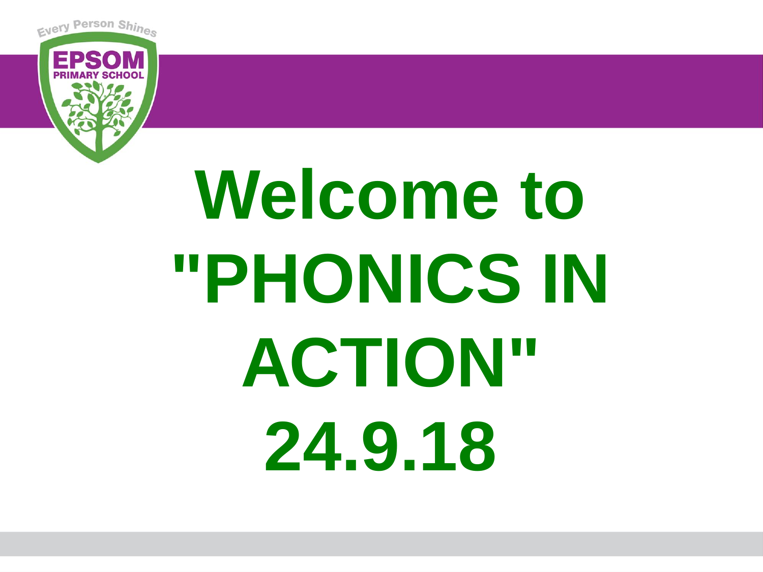Every Person Shines

EPSOM PRIMARY SCHOOL

# Welcome to "PHONICS IN ACTION" 24.9.18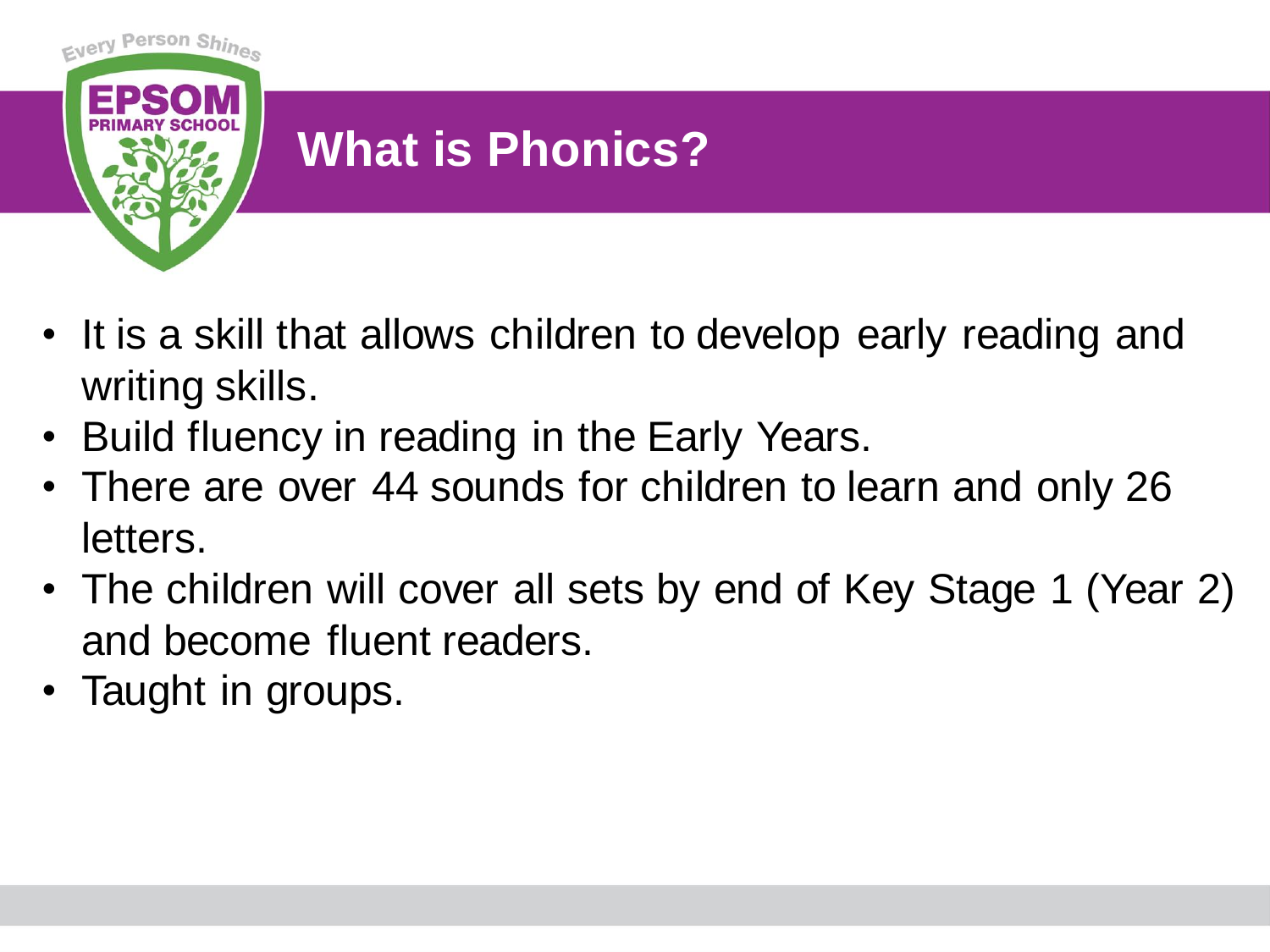# What is Phonics?

- It is a skill that allows children to develop early reading and writing skills.
- Build fluency in reading in the Early Years.
- There are over 44 sounds for children to learn and only 26 letters.
- The children will cover all sets by end of Key Stage 1 (Year 2) and become fluent readers.
- Taught in groups.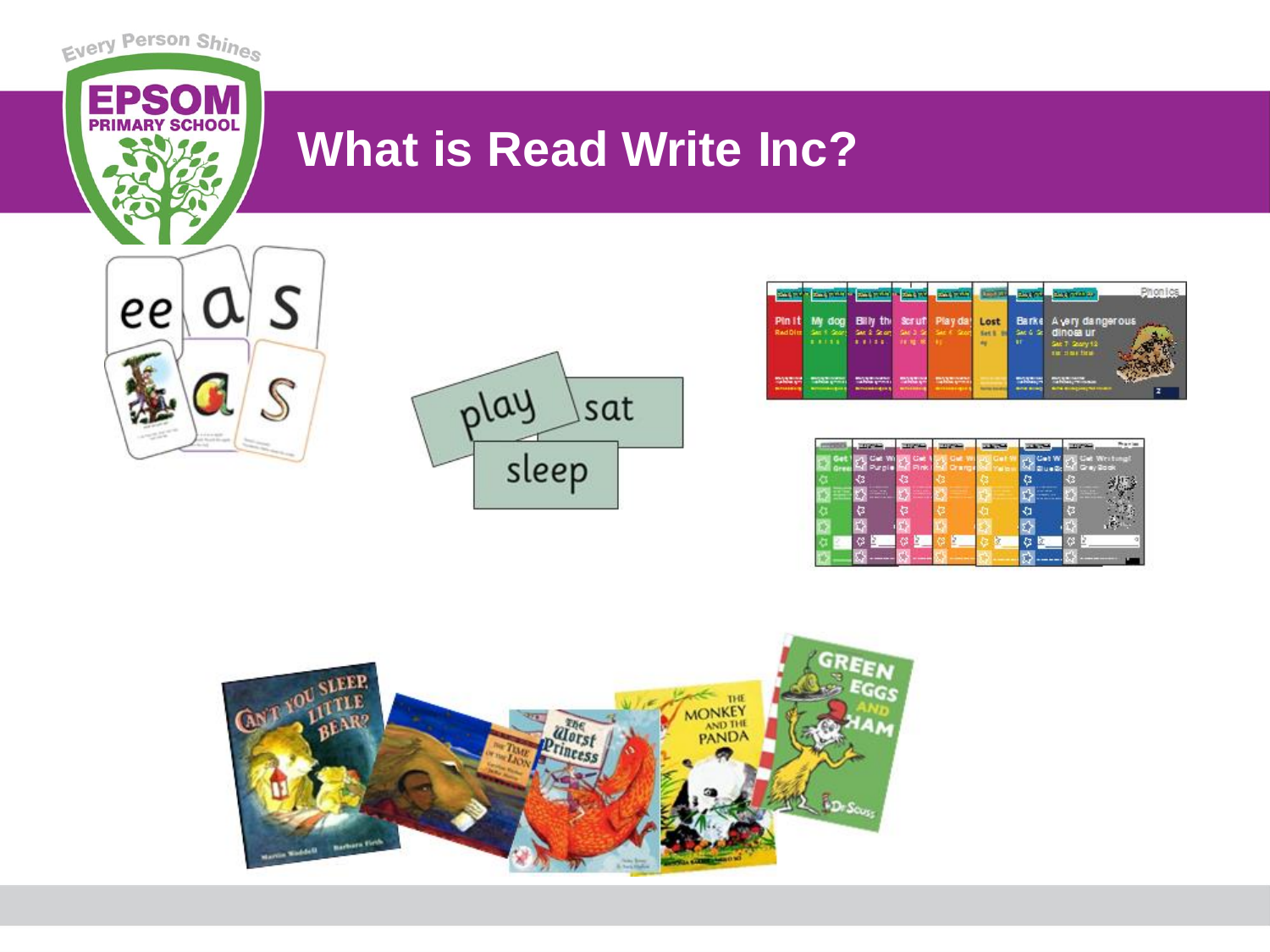# What is Read Write Inc?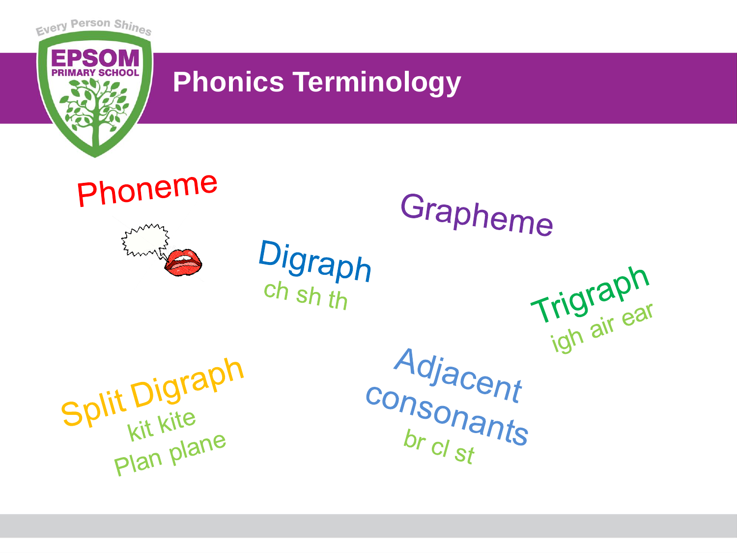# Phonics Terminology

Phoneme

Grapheme

Digraph
ch sh th

Trigraph
igh air ear

Split Digraph
kit kite
Plan plane

Adjacent consonants
br cl st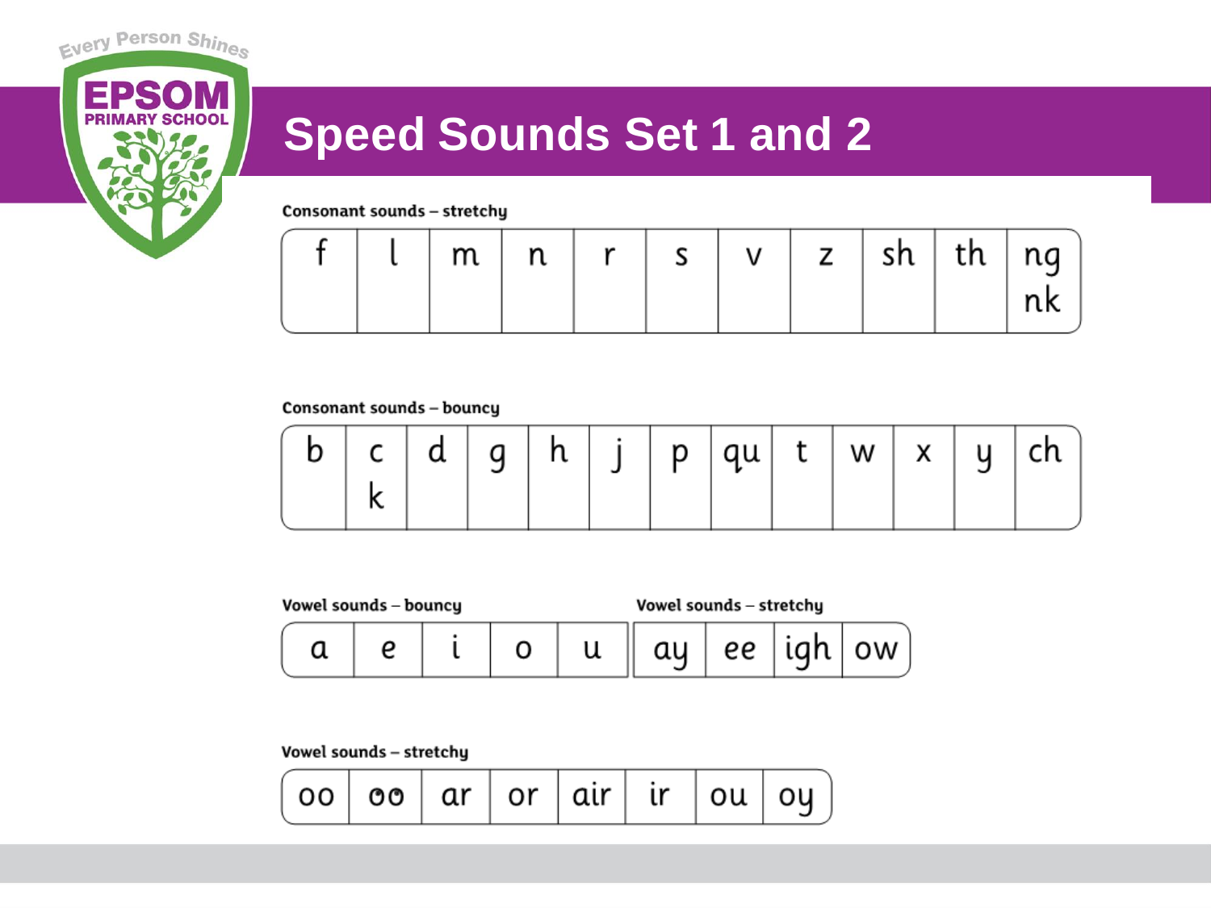# Speed Sounds Set 1 and 2

**Consonant sounds – stretchy**

| f | l | m | n | r | s | v | z | sh | th | ng nk |
|---|---|---|---|---|---|---|---|---|---|---|

**Consonant sounds – bouncy**

| b | c k | d | g | h | j | p | qu | t | w | x | y | ch |
|---|---|---|---|---|---|---|---|---|---|---|---|---|

**Vowel sounds – bouncy**

| a | e | i | o | u |
|---|---|---|---|---|

**Vowel sounds – stretchy**

| ay | ee | igh | ow |
|---|---|---|---|

**Vowel sounds – stretchy**

| oo | oo | ar | or | air | ir | ou | oy |
|---|---|---|---|---|---|---|---|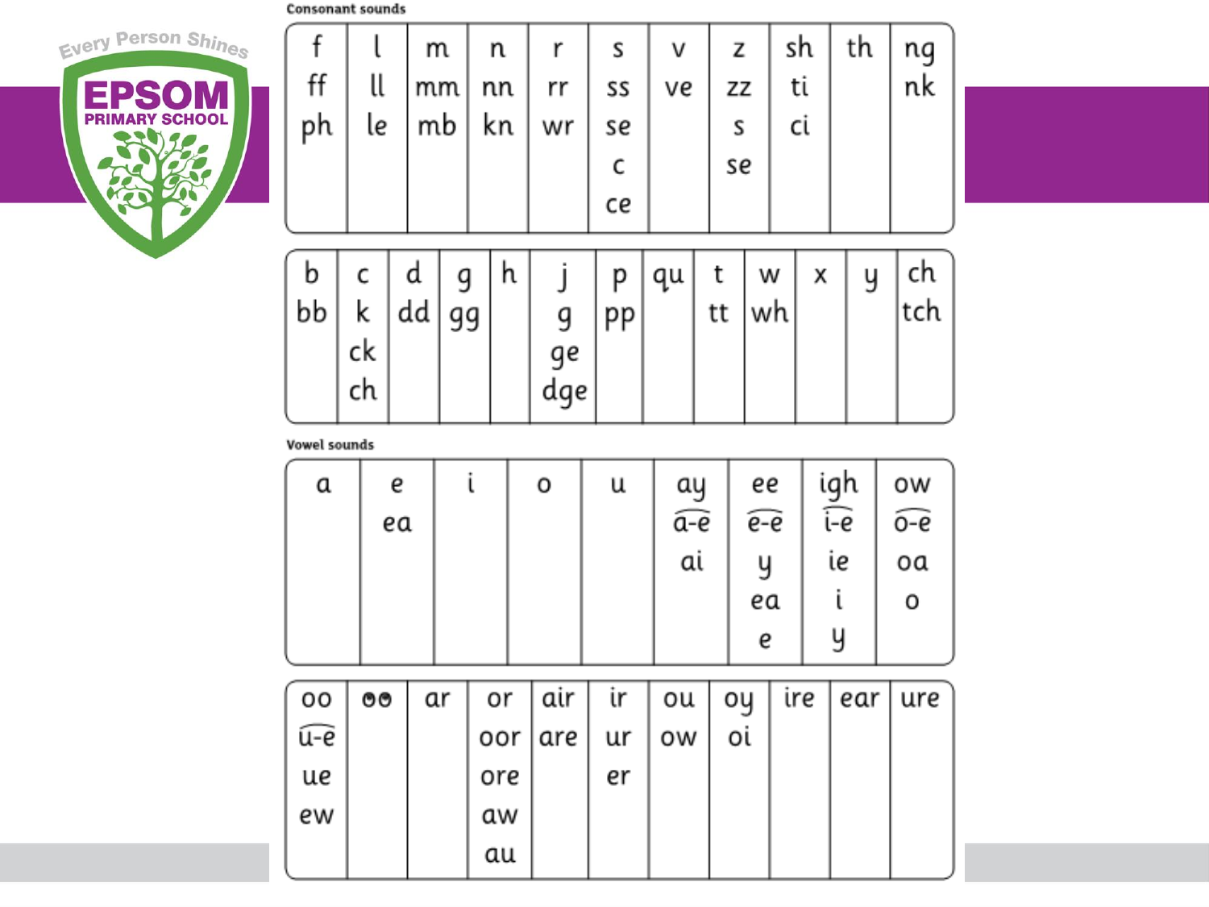Every Person Shines

EPSOM PRIMARY SCHOOL

**Consonant sounds**

| f | l | m | n | r | s | v | z | sh | th | ng |
|---|---|---|---|---|---|---|---|---|---|---|
| ff | ll | mm | nn | rr | ss | ve | zz | ti | | nk |
| ph | le | mb | kn | wr | se | | s | ci | | |
| | | | | | c | | se | | | |
| | | | | | ce | | | | | |

| b | c | d | g | h | j | p | qu | t | w | x | y | ch |
|---|---|---|---|---|---|---|---|---|---|---|---|---|
| bb | k | dd | gg | | g | pp | | tt | wh | | | tch |
| | ck | | | | ge | | | | | | | |
| | ch | | | | dge | | | | | | | |

**Vowel sounds**

| a | e | i | o | u | ay | ee | igh | ow |
|---|---|---|---|---|---|---|---|---|
| | ea | | | | a-e | e-e | i-e | o-e |
| | | | | | ai | y | ie | oa |
| | | | | | | ea | i | o |
| | | | | | | e | y | |

| oo | oo | ar | or | air | ir | ou | oy | ire | ear | ure |
|---|---|---|---|---|---|---|---|---|---|---|
| u-e | | | oor | are | ur | ow | oi | | | |
| ue | | | ore | | er | | | | | |
| ew | | | aw | | | | | | | |
| | | | au | | | | | | | |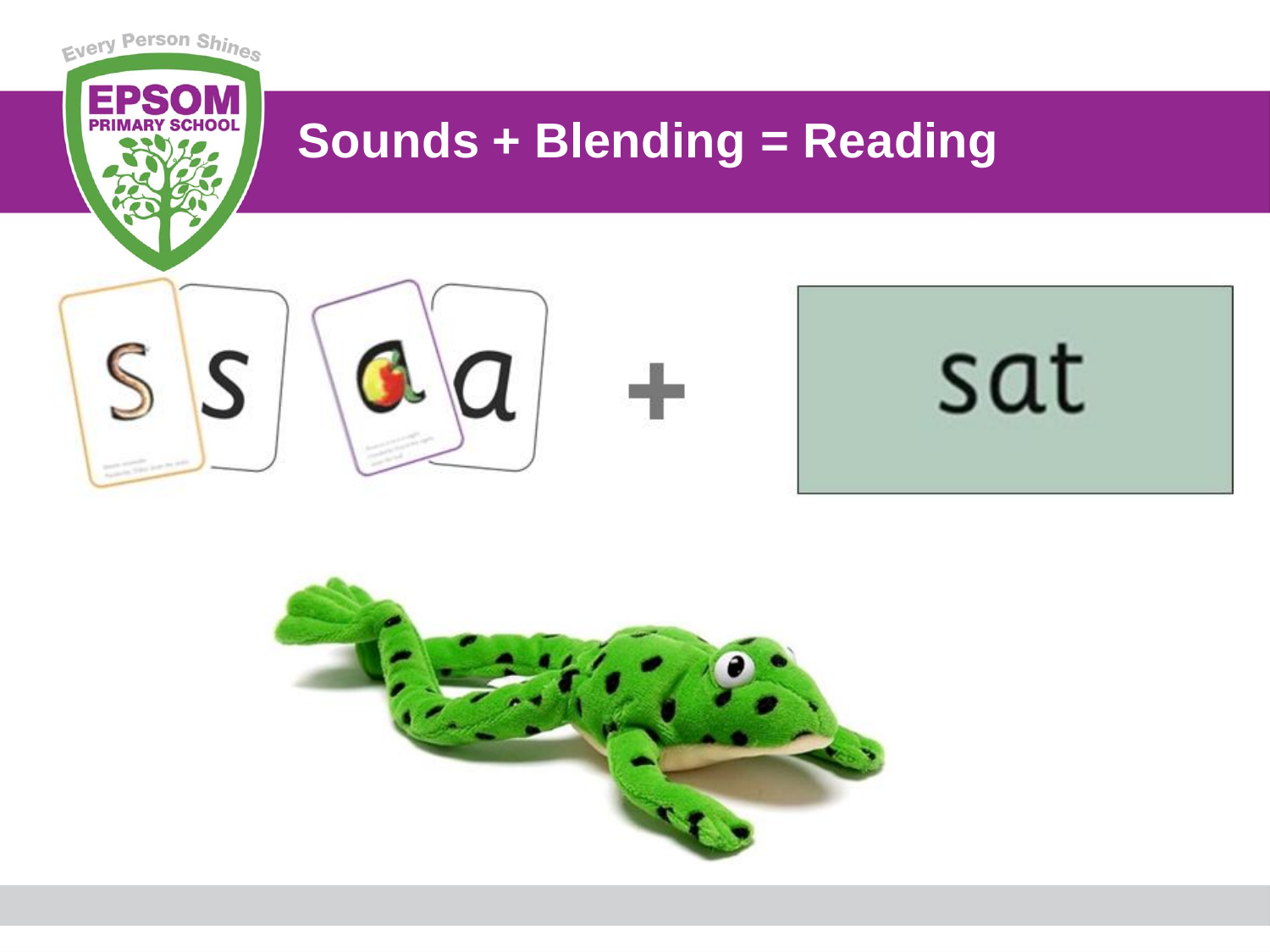# Sounds + Blending = Reading

s s a a + sat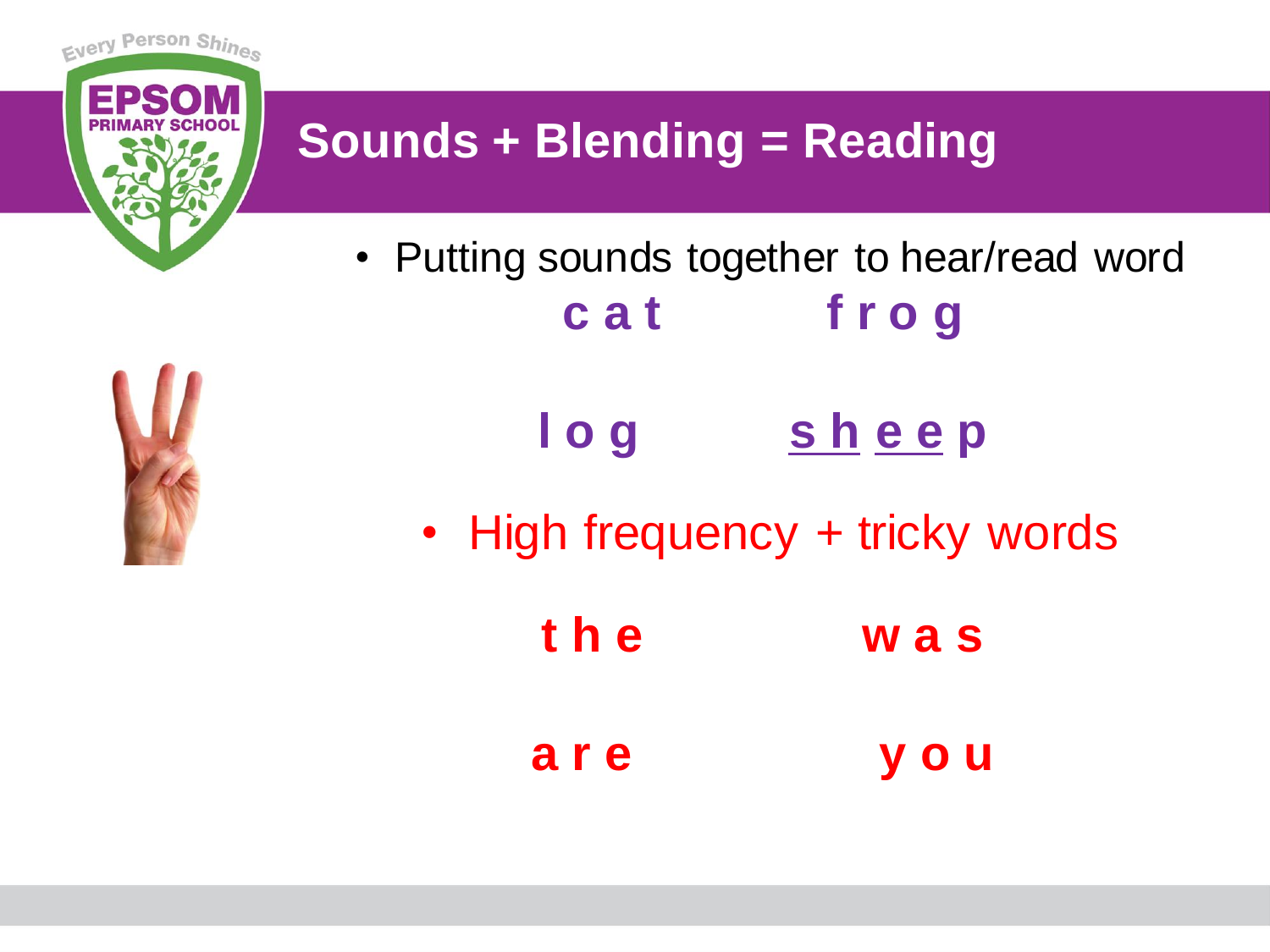# Sounds + Blending = Reading

- Putting sounds together to hear/read word

**c a t** **f r o g**

**l o g** **s h e e p**

- High frequency + tricky words

**t h e** **w a s**

**a r e** **y o u**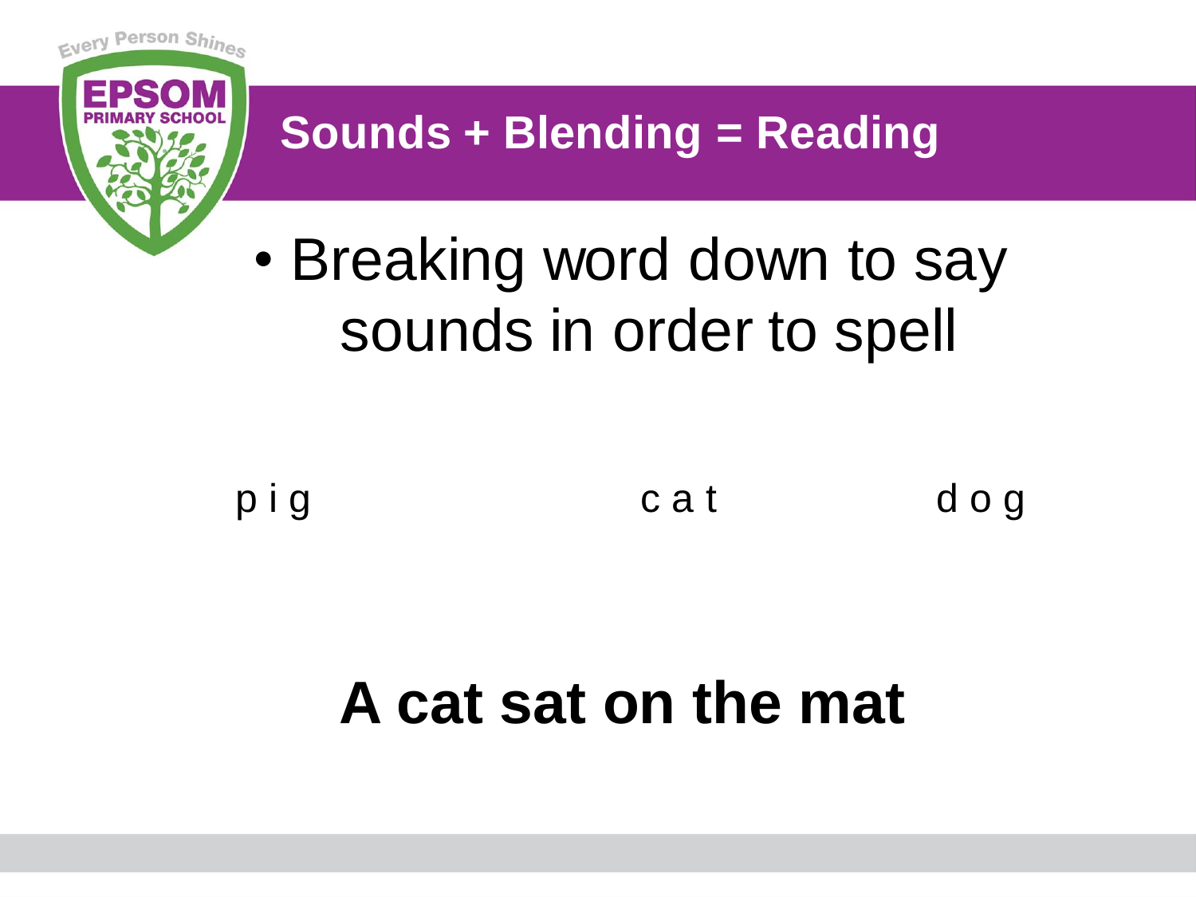# Sounds + Blending = Reading

- Breaking word down to say sounds in order to spell

p i g          c a t          d o g

**A cat sat on the mat**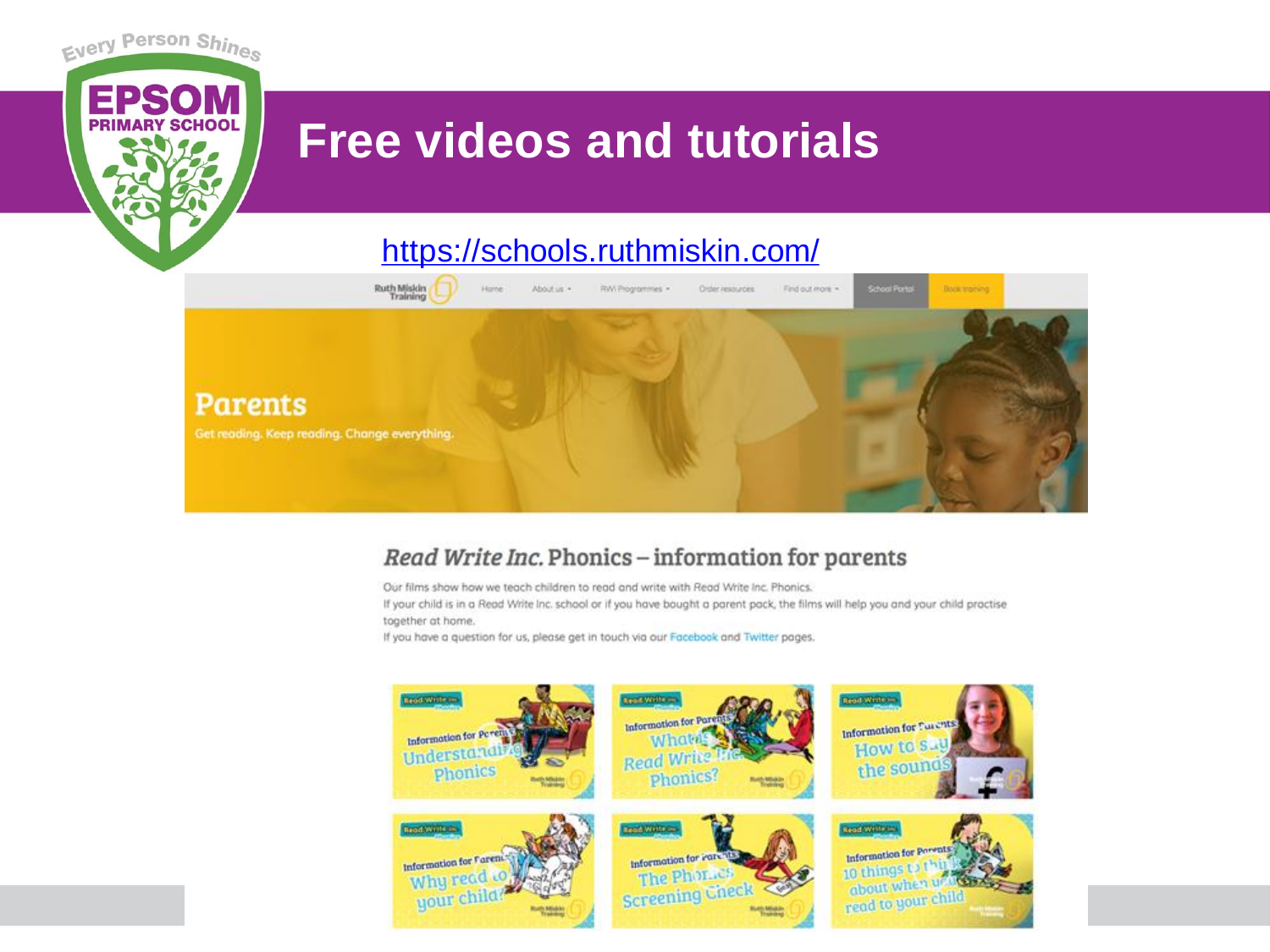# Free videos and tutorials

https://schools.ruthmiskin.com/

## Parents

Get reading. Keep reading. Change everything.

## *Read Write Inc.* Phonics – information for parents

Our films show how we teach children to read and write with Read Write Inc. Phonics.

If your child is in a Read Write Inc. school or if you have bought a parent pack, the films will help you and your child practise together at home.

If you have a question for us, please get in touch via our Facebook and Twitter pages.

- Information for Parents: Understanding Phonics
- Information for Parents: What is Read Write Inc. Phonics?
- Information for Parents: How to say the sounds
- Information for Parents: Why read to your child?
- Information for Parents: The Phonics Screening Check
- Information for Parents: 10 things to think about when you read to your child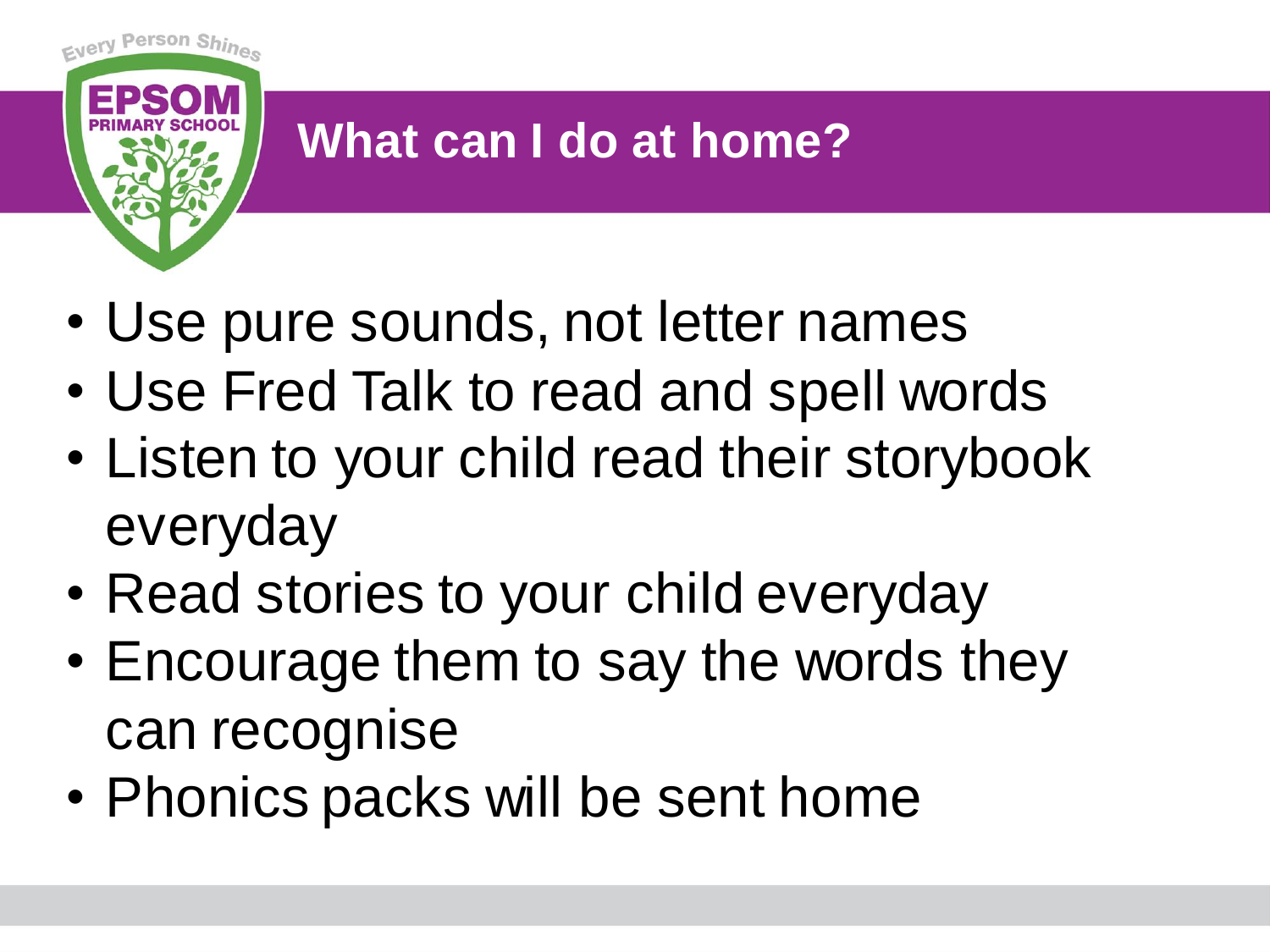# What can I do at home?

- Use pure sounds, not letter names
- Use Fred Talk to read and spell words
- Listen to your child read their storybook everyday
- Read stories to your child everyday
- Encourage them to say the words they can recognise
- Phonics packs will be sent home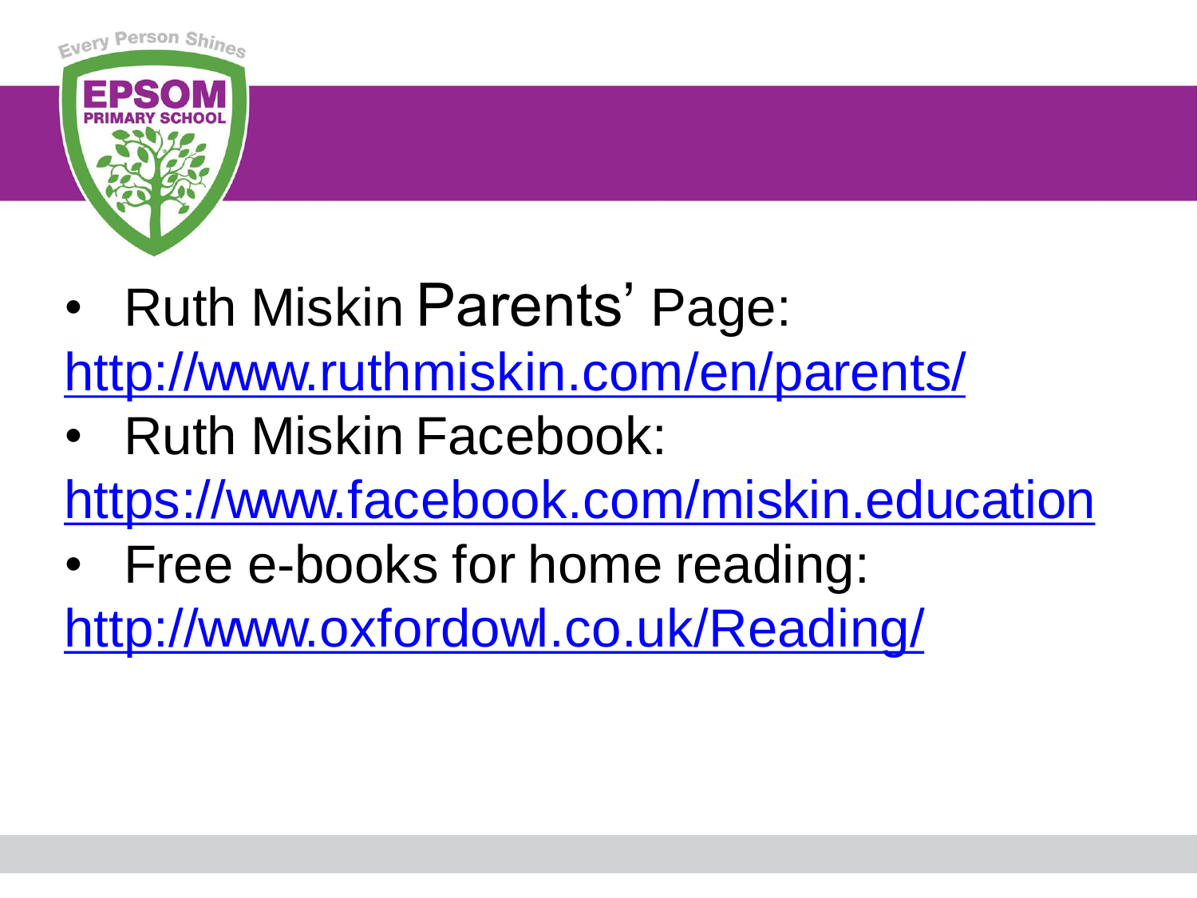- Ruth Miskin Parents' Page:

http://www.ruthmiskin.com/en/parents/

- Ruth Miskin Facebook:

https://www.facebook.com/miskin.education

- Free e-books for home reading:

http://www.oxfordowl.co.uk/Reading/